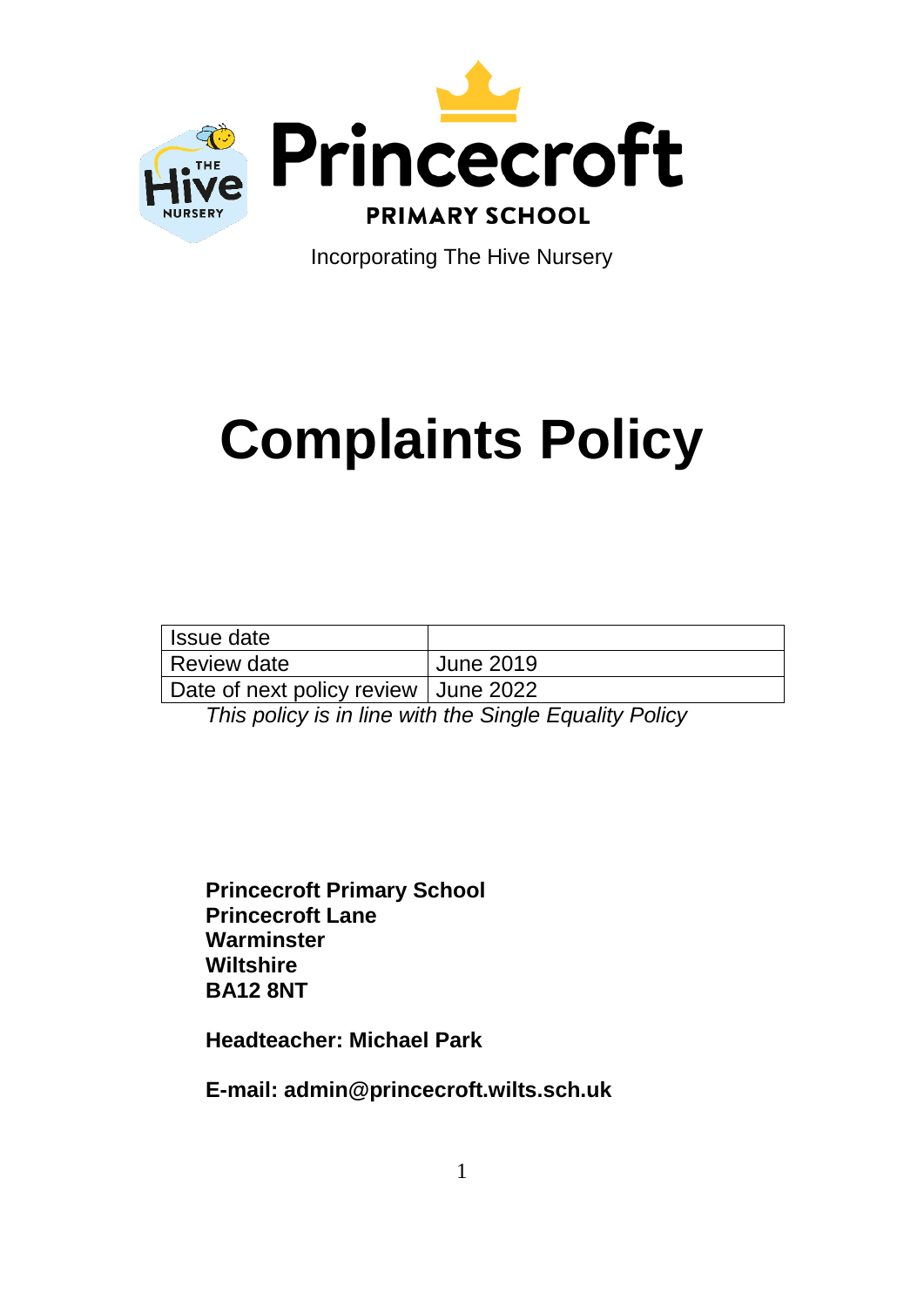Princecroft

PRIMARY SCHOOL

Incorporating The Hive Nursery

# Complaints Policy

| Issue date | |
|---|---|
| Review date | June 2019 |
| Date of next policy review | June 2022 |

*This policy is in line with the Single Equality Policy*

**Princecroft Primary School**
**Princecroft Lane**
**Warminster**
**Wiltshire**
**BA12 8NT**

**Headteacher: Michael Park**

**E-mail: admin@princecroft.wilts.sch.uk**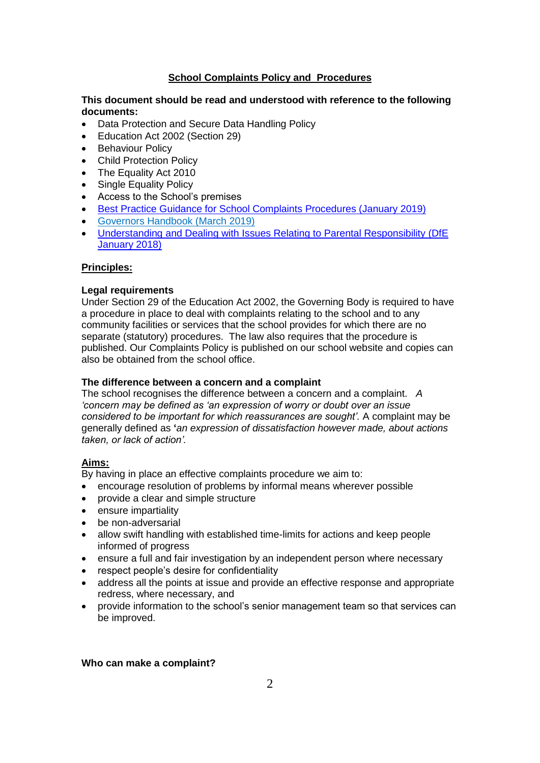# School Complaints Policy and Procedures

**This document should be read and understood with reference to the following documents:**

- Data Protection and Secure Data Handling Policy
- Education Act 2002 (Section 29)
- Behaviour Policy
- Child Protection Policy
- The Equality Act 2010
- Single Equality Policy
- Access to the School's premises
- Best Practice Guidance for School Complaints Procedures (January 2019)
- Governors Handbook (March 2019)
- Understanding and Dealing with Issues Relating to Parental Responsibility (DfE January 2018)

## Principles:

### Legal requirements

Under Section 29 of the Education Act 2002, the Governing Body is required to have a procedure in place to deal with complaints relating to the school and to any community facilities or services that the school provides for which there are no separate (statutory) procedures. The law also requires that the procedure is published. Our Complaints Policy is published on our school website and copies can also be obtained from the school office.

### The difference between a concern and a complaint

The school recognises the difference between a concern and a complaint. *A 'concern may be defined as 'an expression of worry or doubt over an issue considered to be important for which reassurances are sought'.* A complaint may be generally defined as **'***an expression of dissatisfaction however made, about actions taken, or lack of action'.*

## Aims:

By having in place an effective complaints procedure we aim to:

- encourage resolution of problems by informal means wherever possible
- provide a clear and simple structure
- ensure impartiality
- be non-adversarial
- allow swift handling with established time-limits for actions and keep people informed of progress
- ensure a full and fair investigation by an independent person where necessary
- respect people's desire for confidentiality
- address all the points at issue and provide an effective response and appropriate redress, where necessary, and
- provide information to the school's senior management team so that services can be improved.

### Who can make a complaint?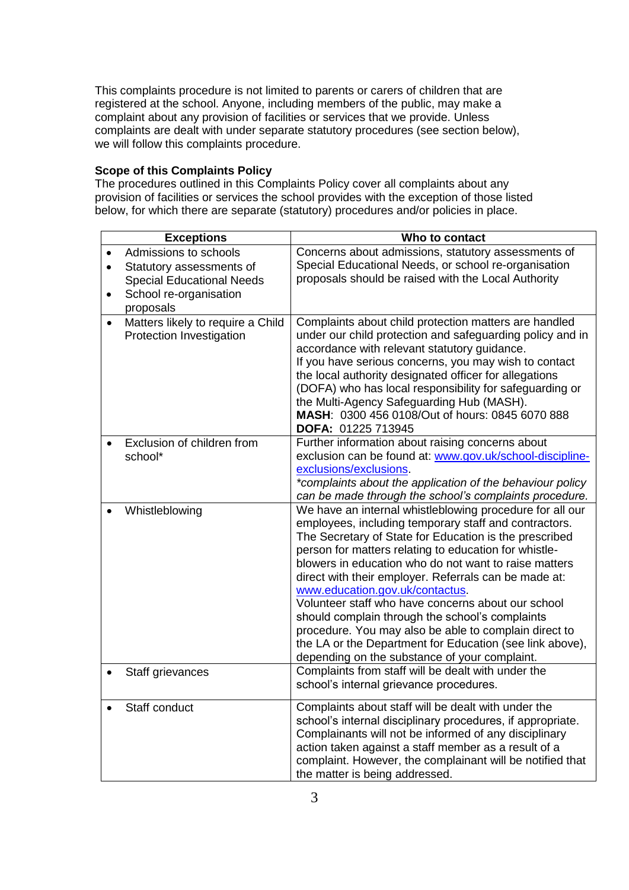This complaints procedure is not limited to parents or carers of children that are registered at the school. Anyone, including members of the public, may make a complaint about any provision of facilities or services that we provide. Unless complaints are dealt with under separate statutory procedures (see section below), we will follow this complaints procedure.

**Scope of this Complaints Policy**
The procedures outlined in this Complaints Policy cover all complaints about any provision of facilities or services the school provides with the exception of those listed below, for which there are separate (statutory) procedures and/or policies in place.

| Exceptions | Who to contact |
|---|---|
| • Admissions to schools<br>• Statutory assessments of Special Educational Needs<br>• School re-organisation proposals | Concerns about admissions, statutory assessments of Special Educational Needs, or school re-organisation proposals should be raised with the Local Authority |
| • Matters likely to require a Child Protection Investigation | Complaints about child protection matters are handled under our child protection and safeguarding policy and in accordance with relevant statutory guidance.<br>If you have serious concerns, you may wish to contact the local authority designated officer for allegations (DOFA) who has local responsibility for safeguarding or the Multi-Agency Safeguarding Hub (MASH).<br>**MASH**: 0300 456 0108/Out of hours: 0845 6070 888<br>**DOFA:** 01225 713945 |
| • Exclusion of children from school* | Further information about raising concerns about exclusion can be found at: [www.gov.uk/school-discipline-exclusions/exclusions](www.gov.uk/school-discipline-exclusions/exclusions).<br>*\*complaints about the application of the behaviour policy can be made through the school's complaints procedure.* |
| • Whistleblowing | We have an internal whistleblowing procedure for all our employees, including temporary staff and contractors.<br>The Secretary of State for Education is the prescribed person for matters relating to education for whistle-blowers in education who do not want to raise matters direct with their employer. Referrals can be made at: [www.education.gov.uk/contactus](www.education.gov.uk/contactus).<br>Volunteer staff who have concerns about our school should complain through the school's complaints procedure. You may also be able to complain direct to the LA or the Department for Education (see link above), depending on the substance of your complaint. |
| • Staff grievances | Complaints from staff will be dealt with under the school's internal grievance procedures. |
| • Staff conduct | Complaints about staff will be dealt with under the school's internal disciplinary procedures, if appropriate.<br>Complainants will not be informed of any disciplinary action taken against a staff member as a result of a complaint. However, the complainant will be notified that the matter is being addressed. |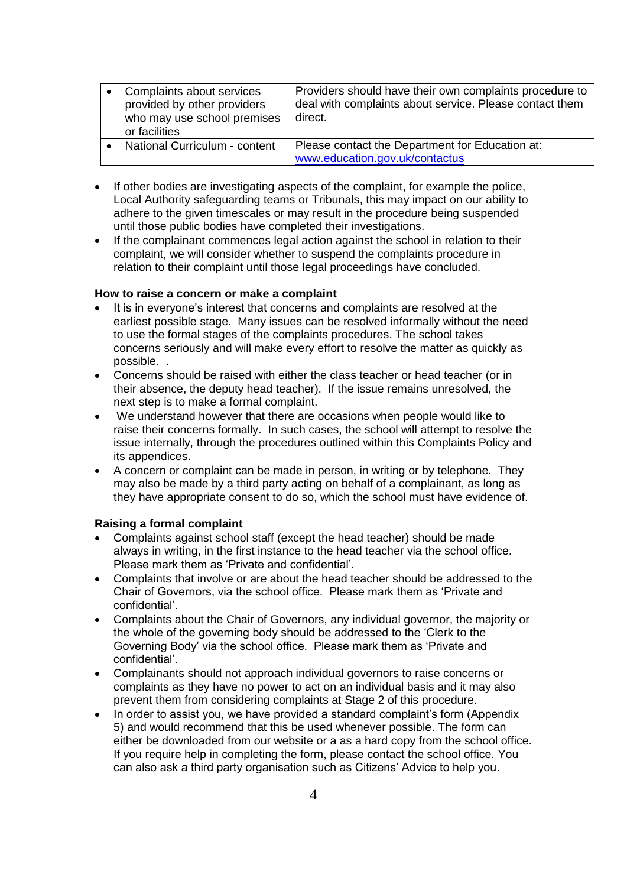| Complaints about services provided by other providers who may use school premises or facilities | Providers should have their own complaints procedure to deal with complaints about service. Please contact them direct. |
|---|---|
| National Curriculum - content | Please contact the Department for Education at: www.education.gov.uk/contactus |

- If other bodies are investigating aspects of the complaint, for example the police, Local Authority safeguarding teams or Tribunals, this may impact on our ability to adhere to the given timescales or may result in the procedure being suspended until those public bodies have completed their investigations.
- If the complainant commences legal action against the school in relation to their complaint, we will consider whether to suspend the complaints procedure in relation to their complaint until those legal proceedings have concluded.

**How to raise a concern or make a complaint**

- It is in everyone's interest that concerns and complaints are resolved at the earliest possible stage. Many issues can be resolved informally without the need to use the formal stages of the complaints procedures. The school takes concerns seriously and will make every effort to resolve the matter as quickly as possible. .
- Concerns should be raised with either the class teacher or head teacher (or in their absence, the deputy head teacher). If the issue remains unresolved, the next step is to make a formal complaint.
- We understand however that there are occasions when people would like to raise their concerns formally. In such cases, the school will attempt to resolve the issue internally, through the procedures outlined within this Complaints Policy and its appendices.
- A concern or complaint can be made in person, in writing or by telephone. They may also be made by a third party acting on behalf of a complainant, as long as they have appropriate consent to do so, which the school must have evidence of.

**Raising a formal complaint**

- Complaints against school staff (except the head teacher) should be made always in writing, in the first instance to the head teacher via the school office. Please mark them as 'Private and confidential'.
- Complaints that involve or are about the head teacher should be addressed to the Chair of Governors, via the school office. Please mark them as 'Private and confidential'.
- Complaints about the Chair of Governors, any individual governor, the majority or the whole of the governing body should be addressed to the 'Clerk to the Governing Body' via the school office. Please mark them as 'Private and confidential'.
- Complainants should not approach individual governors to raise concerns or complaints as they have no power to act on an individual basis and it may also prevent them from considering complaints at Stage 2 of this procedure.
- In order to assist you, we have provided a standard complaint's form (Appendix 5) and would recommend that this be used whenever possible. The form can either be downloaded from our website or a as a hard copy from the school office. If you require help in completing the form, please contact the school office. You can also ask a third party organisation such as Citizens' Advice to help you.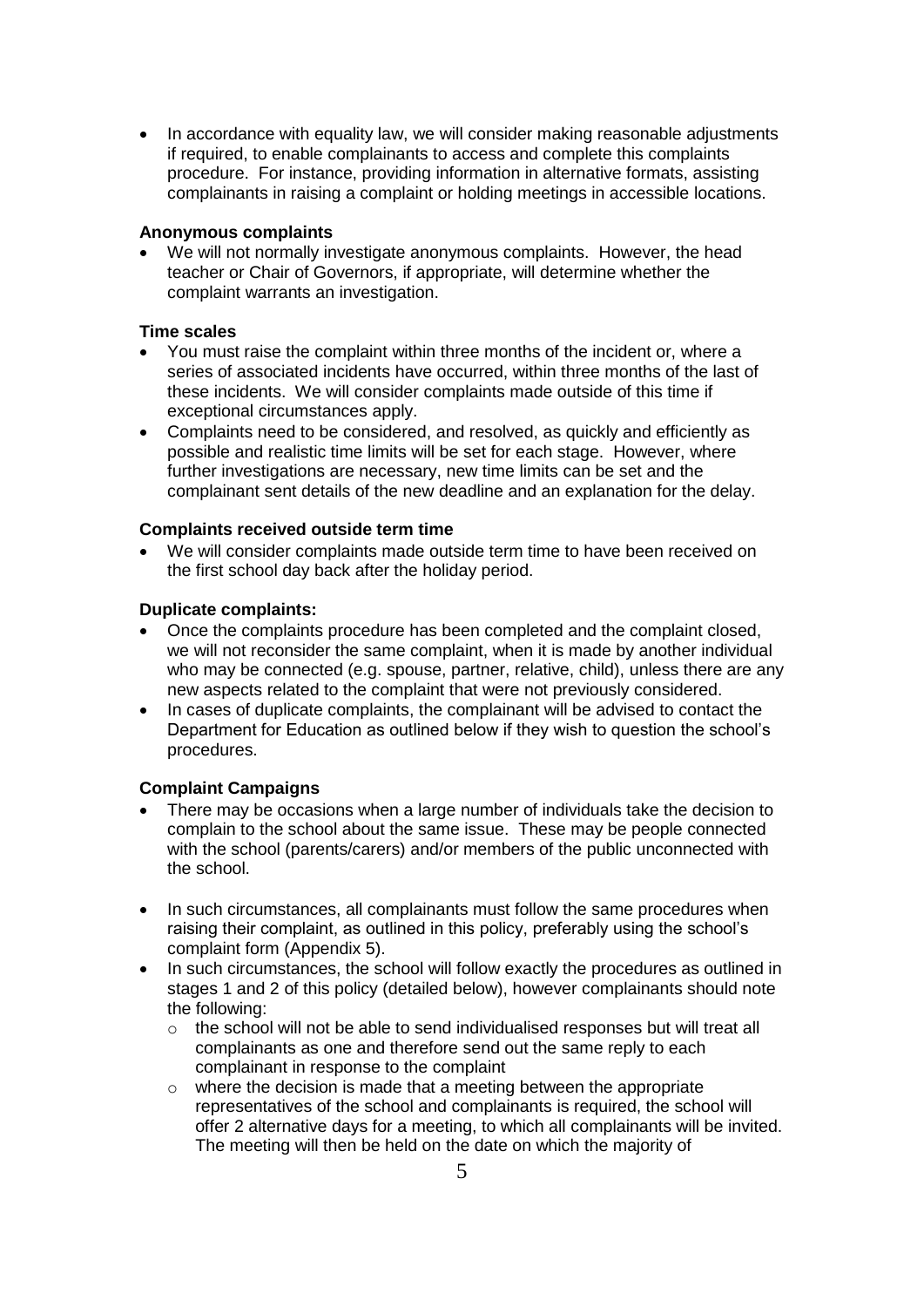- In accordance with equality law, we will consider making reasonable adjustments if required, to enable complainants to access and complete this complaints procedure. For instance, providing information in alternative formats, assisting complainants in raising a complaint or holding meetings in accessible locations.

**Anonymous complaints**

- We will not normally investigate anonymous complaints. However, the head teacher or Chair of Governors, if appropriate, will determine whether the complaint warrants an investigation.

**Time scales**

- You must raise the complaint within three months of the incident or, where a series of associated incidents have occurred, within three months of the last of these incidents. We will consider complaints made outside of this time if exceptional circumstances apply.
- Complaints need to be considered, and resolved, as quickly and efficiently as possible and realistic time limits will be set for each stage. However, where further investigations are necessary, new time limits can be set and the complainant sent details of the new deadline and an explanation for the delay.

**Complaints received outside term time**

- We will consider complaints made outside term time to have been received on the first school day back after the holiday period.

**Duplicate complaints:**

- Once the complaints procedure has been completed and the complaint closed, we will not reconsider the same complaint, when it is made by another individual who may be connected (e.g. spouse, partner, relative, child), unless there are any new aspects related to the complaint that were not previously considered.
- In cases of duplicate complaints, the complainant will be advised to contact the Department for Education as outlined below if they wish to question the school's procedures.

**Complaint Campaigns**

- There may be occasions when a large number of individuals take the decision to complain to the school about the same issue. These may be people connected with the school (parents/carers) and/or members of the public unconnected with the school.
- In such circumstances, all complainants must follow the same procedures when raising their complaint, as outlined in this policy, preferably using the school's complaint form (Appendix 5).
- In such circumstances, the school will follow exactly the procedures as outlined in stages 1 and 2 of this policy (detailed below), however complainants should note the following:
  - the school will not be able to send individualised responses but will treat all complainants as one and therefore send out the same reply to each complainant in response to the complaint
  - where the decision is made that a meeting between the appropriate representatives of the school and complainants is required, the school will offer 2 alternative days for a meeting, to which all complainants will be invited. The meeting will then be held on the date on which the majority of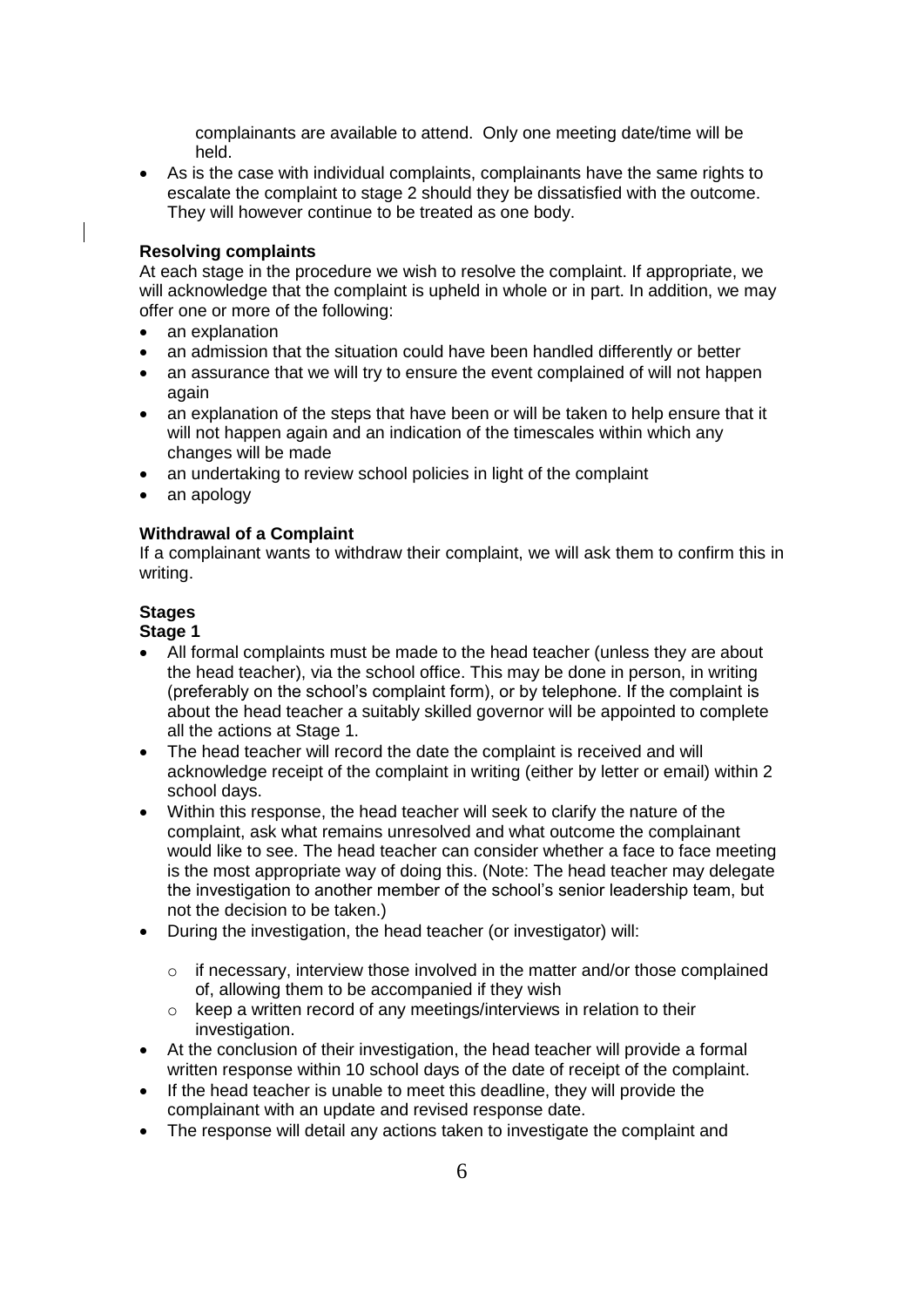complainants are available to attend. Only one meeting date/time will be held.

- As is the case with individual complaints, complainants have the same rights to escalate the complaint to stage 2 should they be dissatisfied with the outcome. They will however continue to be treated as one body.

**Resolving complaints**

At each stage in the procedure we wish to resolve the complaint. If appropriate, we will acknowledge that the complaint is upheld in whole or in part. In addition, we may offer one or more of the following:

- an explanation
- an admission that the situation could have been handled differently or better
- an assurance that we will try to ensure the event complained of will not happen again
- an explanation of the steps that have been or will be taken to help ensure that it will not happen again and an indication of the timescales within which any changes will be made
- an undertaking to review school policies in light of the complaint
- an apology

**Withdrawal of a Complaint**

If a complainant wants to withdraw their complaint, we will ask them to confirm this in writing.

**Stages**

**Stage 1**

- All formal complaints must be made to the head teacher (unless they are about the head teacher), via the school office. This may be done in person, in writing (preferably on the school's complaint form), or by telephone. If the complaint is about the head teacher a suitably skilled governor will be appointed to complete all the actions at Stage 1.
- The head teacher will record the date the complaint is received and will acknowledge receipt of the complaint in writing (either by letter or email) within 2 school days.
- Within this response, the head teacher will seek to clarify the nature of the complaint, ask what remains unresolved and what outcome the complainant would like to see. The head teacher can consider whether a face to face meeting is the most appropriate way of doing this. (Note: The head teacher may delegate the investigation to another member of the school's senior leadership team, but not the decision to be taken.)
- During the investigation, the head teacher (or investigator) will:
  - if necessary, interview those involved in the matter and/or those complained of, allowing them to be accompanied if they wish
  - keep a written record of any meetings/interviews in relation to their investigation.
- At the conclusion of their investigation, the head teacher will provide a formal written response within 10 school days of the date of receipt of the complaint.
- If the head teacher is unable to meet this deadline, they will provide the complainant with an update and revised response date.
- The response will detail any actions taken to investigate the complaint and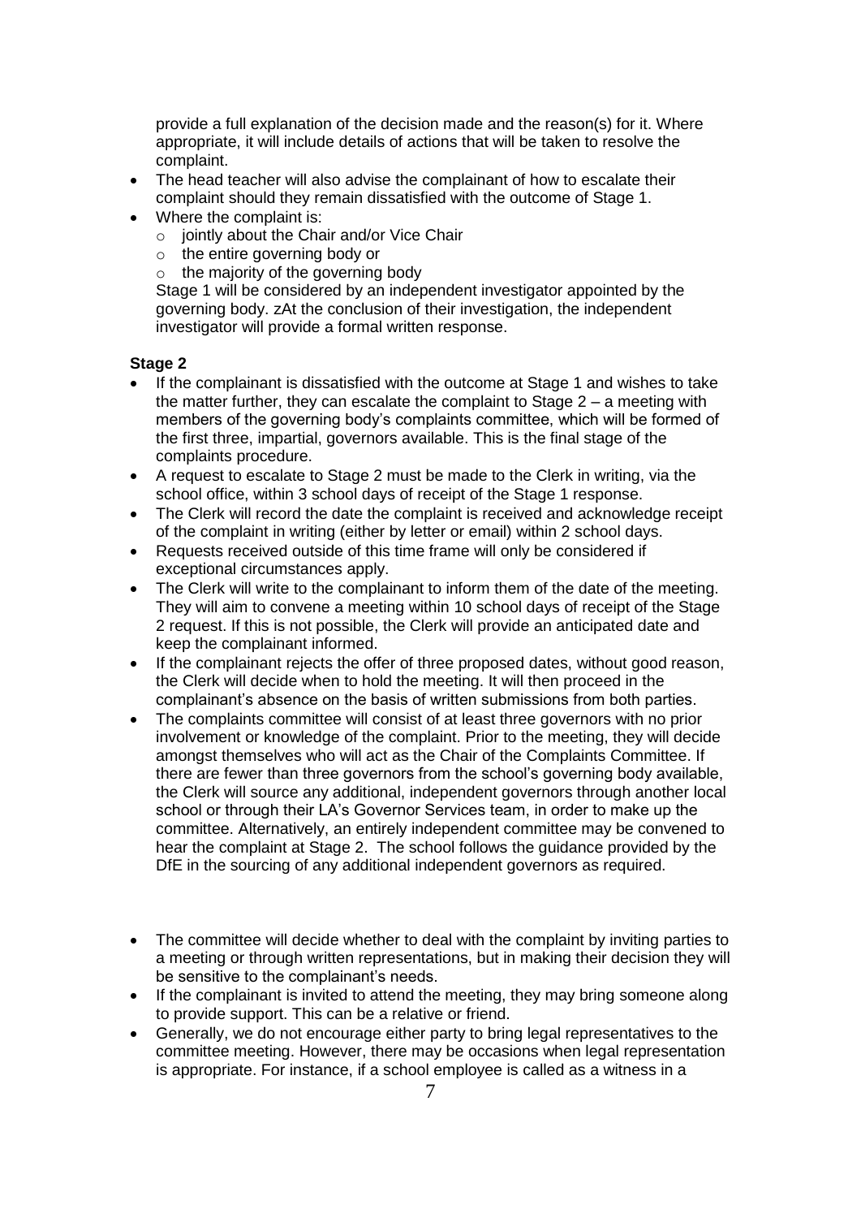provide a full explanation of the decision made and the reason(s) for it. Where appropriate, it will include details of actions that will be taken to resolve the complaint.

- The head teacher will also advise the complainant of how to escalate their complaint should they remain dissatisfied with the outcome of Stage 1.
- Where the complaint is:
  - jointly about the Chair and/or Vice Chair
  - the entire governing body or
  - the majority of the governing body

  Stage 1 will be considered by an independent investigator appointed by the governing body. zAt the conclusion of their investigation, the independent investigator will provide a formal written response.

**Stage 2**

- If the complainant is dissatisfied with the outcome at Stage 1 and wishes to take the matter further, they can escalate the complaint to Stage 2 – a meeting with members of the governing body's complaints committee, which will be formed of the first three, impartial, governors available. This is the final stage of the complaints procedure.
- A request to escalate to Stage 2 must be made to the Clerk in writing, via the school office, within 3 school days of receipt of the Stage 1 response.
- The Clerk will record the date the complaint is received and acknowledge receipt of the complaint in writing (either by letter or email) within 2 school days.
- Requests received outside of this time frame will only be considered if exceptional circumstances apply.
- The Clerk will write to the complainant to inform them of the date of the meeting. They will aim to convene a meeting within 10 school days of receipt of the Stage 2 request. If this is not possible, the Clerk will provide an anticipated date and keep the complainant informed.
- If the complainant rejects the offer of three proposed dates, without good reason, the Clerk will decide when to hold the meeting. It will then proceed in the complainant's absence on the basis of written submissions from both parties.
- The complaints committee will consist of at least three governors with no prior involvement or knowledge of the complaint. Prior to the meeting, they will decide amongst themselves who will act as the Chair of the Complaints Committee. If there are fewer than three governors from the school's governing body available, the Clerk will source any additional, independent governors through another local school or through their LA's Governor Services team, in order to make up the committee. Alternatively, an entirely independent committee may be convened to hear the complaint at Stage 2. The school follows the guidance provided by the DfE in the sourcing of any additional independent governors as required.

- The committee will decide whether to deal with the complaint by inviting parties to a meeting or through written representations, but in making their decision they will be sensitive to the complainant's needs.
- If the complainant is invited to attend the meeting, they may bring someone along to provide support. This can be a relative or friend.
- Generally, we do not encourage either party to bring legal representatives to the committee meeting. However, there may be occasions when legal representation is appropriate. For instance, if a school employee is called as a witness in a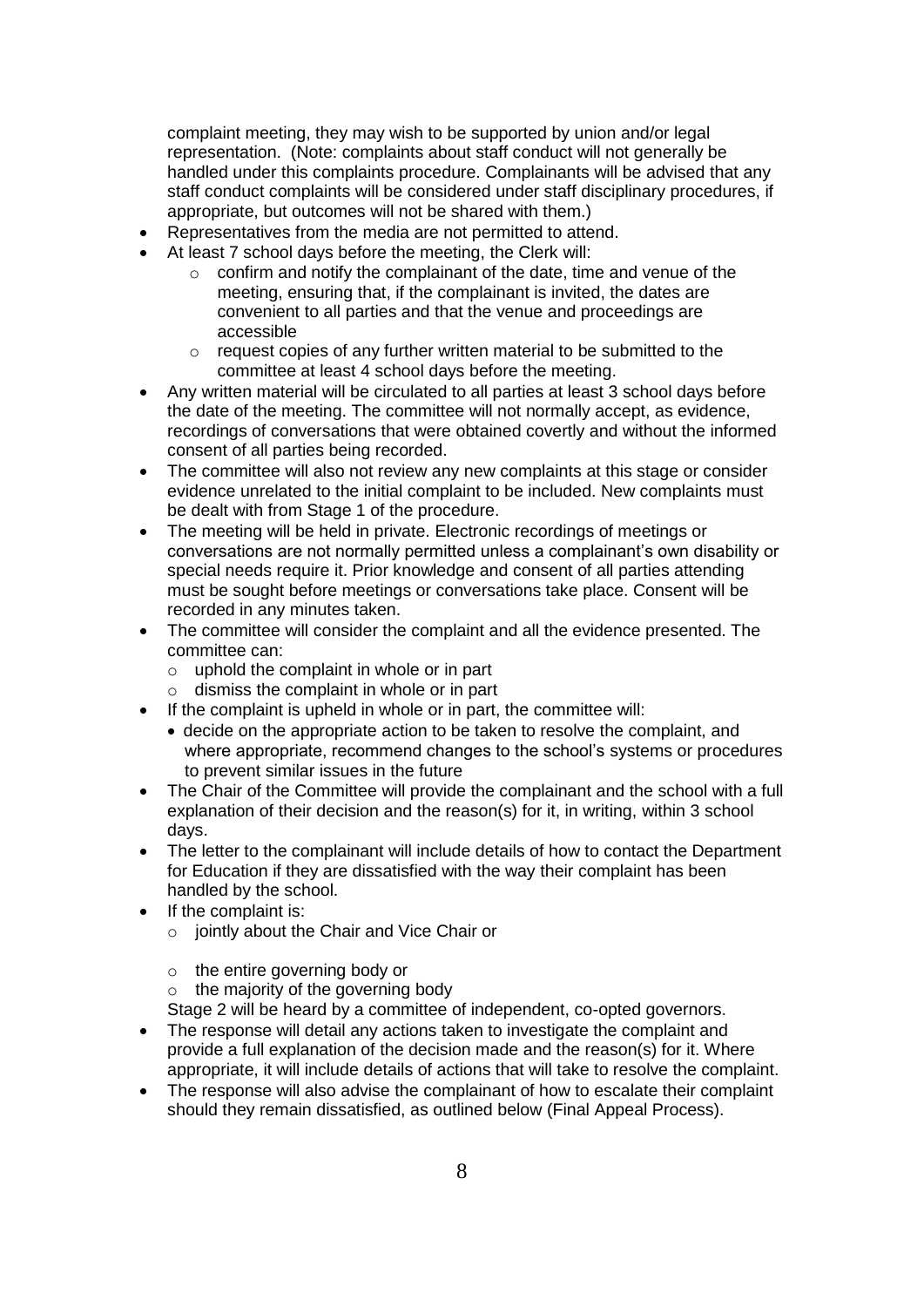complaint meeting, they may wish to be supported by union and/or legal representation. (Note: complaints about staff conduct will not generally be handled under this complaints procedure. Complainants will be advised that any staff conduct complaints will be considered under staff disciplinary procedures, if appropriate, but outcomes will not be shared with them.)

- Representatives from the media are not permitted to attend.
- At least 7 school days before the meeting, the Clerk will:
    - confirm and notify the complainant of the date, time and venue of the meeting, ensuring that, if the complainant is invited, the dates are convenient to all parties and that the venue and proceedings are accessible
    - request copies of any further written material to be submitted to the committee at least 4 school days before the meeting.
- Any written material will be circulated to all parties at least 3 school days before the date of the meeting. The committee will not normally accept, as evidence, recordings of conversations that were obtained covertly and without the informed consent of all parties being recorded.
- The committee will also not review any new complaints at this stage or consider evidence unrelated to the initial complaint to be included. New complaints must be dealt with from Stage 1 of the procedure.
- The meeting will be held in private. Electronic recordings of meetings or conversations are not normally permitted unless a complainant's own disability or special needs require it. Prior knowledge and consent of all parties attending must be sought before meetings or conversations take place. Consent will be recorded in any minutes taken.
- The committee will consider the complaint and all the evidence presented. The committee can:
    - uphold the complaint in whole or in part
    - dismiss the complaint in whole or in part
- If the complaint is upheld in whole or in part, the committee will:
    - decide on the appropriate action to be taken to resolve the complaint, and where appropriate, recommend changes to the school's systems or procedures to prevent similar issues in the future
- The Chair of the Committee will provide the complainant and the school with a full explanation of their decision and the reason(s) for it, in writing, within 3 school days.
- The letter to the complainant will include details of how to contact the Department for Education if they are dissatisfied with the way their complaint has been handled by the school.
- If the complaint is:
    - jointly about the Chair and Vice Chair or
    - the entire governing body or
    - the majority of the governing body

  Stage 2 will be heard by a committee of independent, co-opted governors.
- The response will detail any actions taken to investigate the complaint and provide a full explanation of the decision made and the reason(s) for it. Where appropriate, it will include details of actions that will take to resolve the complaint.
- The response will also advise the complainant of how to escalate their complaint should they remain dissatisfied, as outlined below (Final Appeal Process).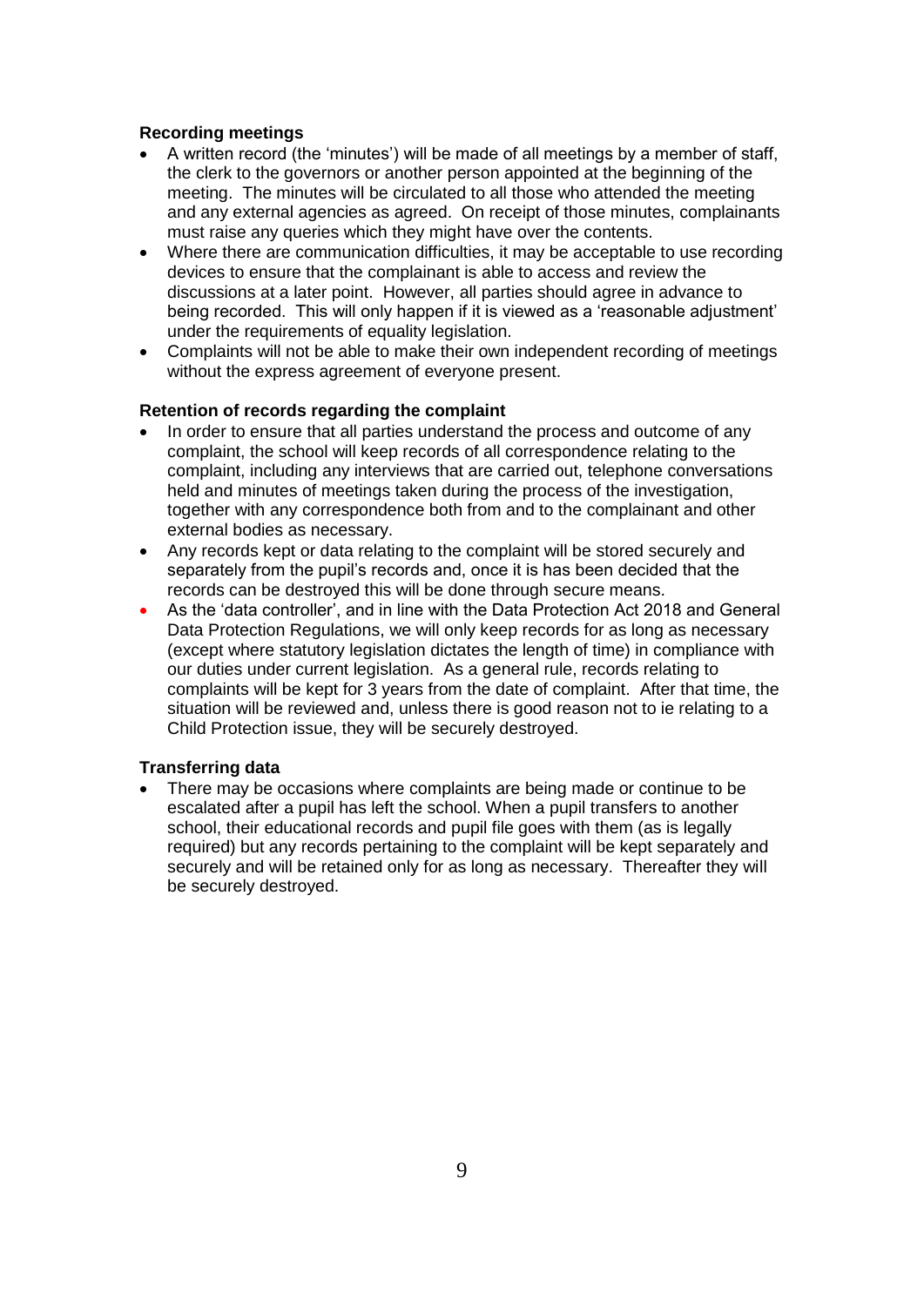**Recording meetings**

- A written record (the 'minutes') will be made of all meetings by a member of staff, the clerk to the governors or another person appointed at the beginning of the meeting. The minutes will be circulated to all those who attended the meeting and any external agencies as agreed. On receipt of those minutes, complainants must raise any queries which they might have over the contents.
- Where there are communication difficulties, it may be acceptable to use recording devices to ensure that the complainant is able to access and review the discussions at a later point. However, all parties should agree in advance to being recorded. This will only happen if it is viewed as a 'reasonable adjustment' under the requirements of equality legislation.
- Complaints will not be able to make their own independent recording of meetings without the express agreement of everyone present.

**Retention of records regarding the complaint**

- In order to ensure that all parties understand the process and outcome of any complaint, the school will keep records of all correspondence relating to the complaint, including any interviews that are carried out, telephone conversations held and minutes of meetings taken during the process of the investigation, together with any correspondence both from and to the complainant and other external bodies as necessary.
- Any records kept or data relating to the complaint will be stored securely and separately from the pupil's records and, once it is has been decided that the records can be destroyed this will be done through secure means.
- As the 'data controller', and in line with the Data Protection Act 2018 and General Data Protection Regulations, we will only keep records for as long as necessary (except where statutory legislation dictates the length of time) in compliance with our duties under current legislation. As a general rule, records relating to complaints will be kept for 3 years from the date of complaint. After that time, the situation will be reviewed and, unless there is good reason not to ie relating to a Child Protection issue, they will be securely destroyed.

**Transferring data**

- There may be occasions where complaints are being made or continue to be escalated after a pupil has left the school. When a pupil transfers to another school, their educational records and pupil file goes with them (as is legally required) but any records pertaining to the complaint will be kept separately and securely and will be retained only for as long as necessary. Thereafter they will be securely destroyed.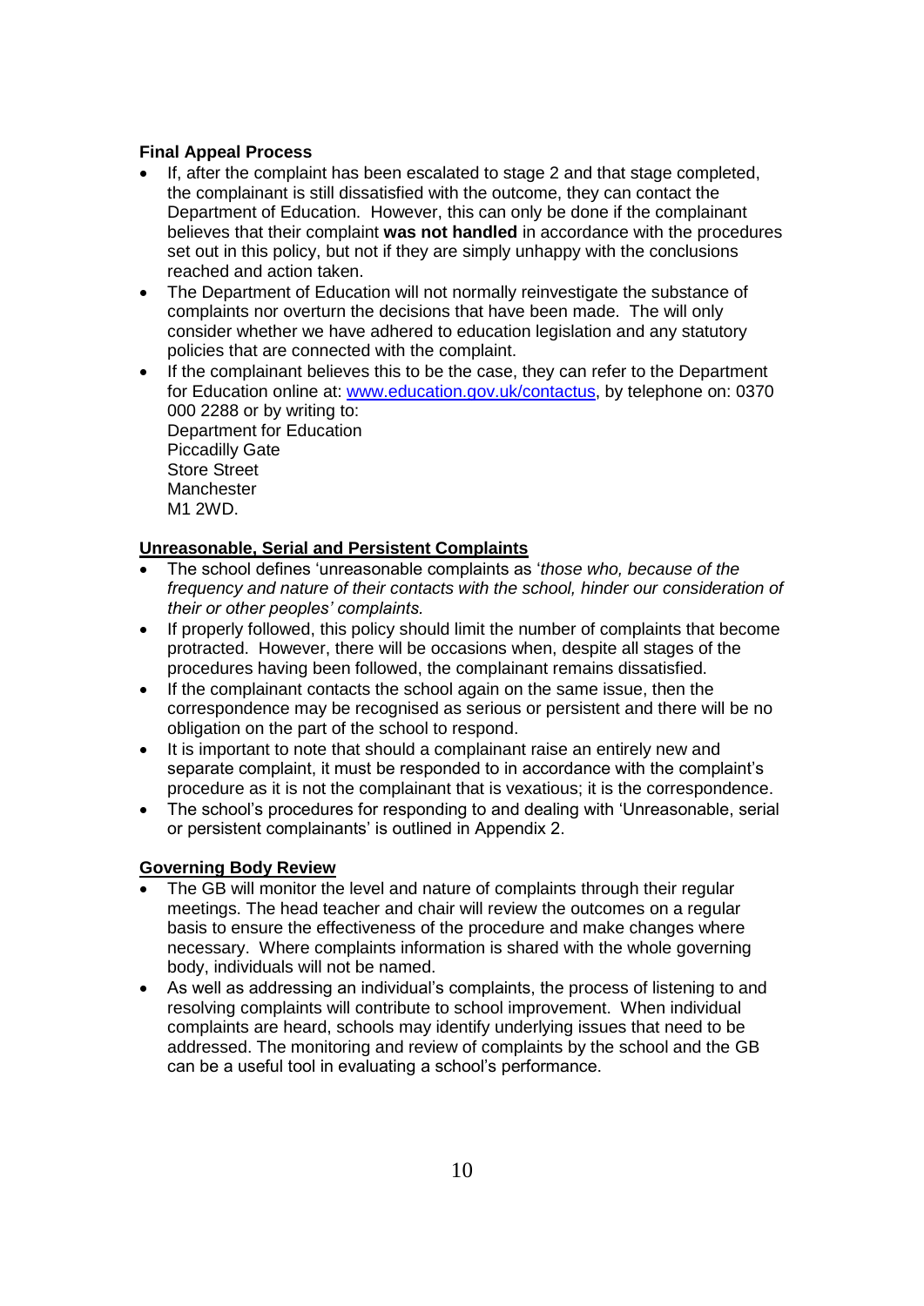**Final Appeal Process**

- If, after the complaint has been escalated to stage 2 and that stage completed, the complainant is still dissatisfied with the outcome, they can contact the Department of Education. However, this can only be done if the complainant believes that their complaint **was not handled** in accordance with the procedures set out in this policy, but not if they are simply unhappy with the conclusions reached and action taken.
- The Department of Education will not normally reinvestigate the substance of complaints nor overturn the decisions that have been made. The will only consider whether we have adhered to education legislation and any statutory policies that are connected with the complaint.
- If the complainant believes this to be the case, they can refer to the Department for Education online at: [www.education.gov.uk/contactus](http://www.education.gov.uk/contactus), by telephone on: 0370 000 2288 or by writing to:
  Department for Education
  Piccadilly Gate
  Store Street
  Manchester
  M1 2WD.

**Unreasonable, Serial and Persistent Complaints**

- The school defines 'unreasonable complaints as '*those who, because of the frequency and nature of their contacts with the school, hinder our consideration of their or other peoples' complaints.*
- If properly followed, this policy should limit the number of complaints that become protracted. However, there will be occasions when, despite all stages of the procedures having been followed, the complainant remains dissatisfied.
- If the complainant contacts the school again on the same issue, then the correspondence may be recognised as serious or persistent and there will be no obligation on the part of the school to respond.
- It is important to note that should a complainant raise an entirely new and separate complaint, it must be responded to in accordance with the complaint's procedure as it is not the complainant that is vexatious; it is the correspondence.
- The school's procedures for responding to and dealing with 'Unreasonable, serial or persistent complainants' is outlined in Appendix 2.

**Governing Body Review**

- The GB will monitor the level and nature of complaints through their regular meetings. The head teacher and chair will review the outcomes on a regular basis to ensure the effectiveness of the procedure and make changes where necessary. Where complaints information is shared with the whole governing body, individuals will not be named.
- As well as addressing an individual's complaints, the process of listening to and resolving complaints will contribute to school improvement. When individual complaints are heard, schools may identify underlying issues that need to be addressed. The monitoring and review of complaints by the school and the GB can be a useful tool in evaluating a school's performance.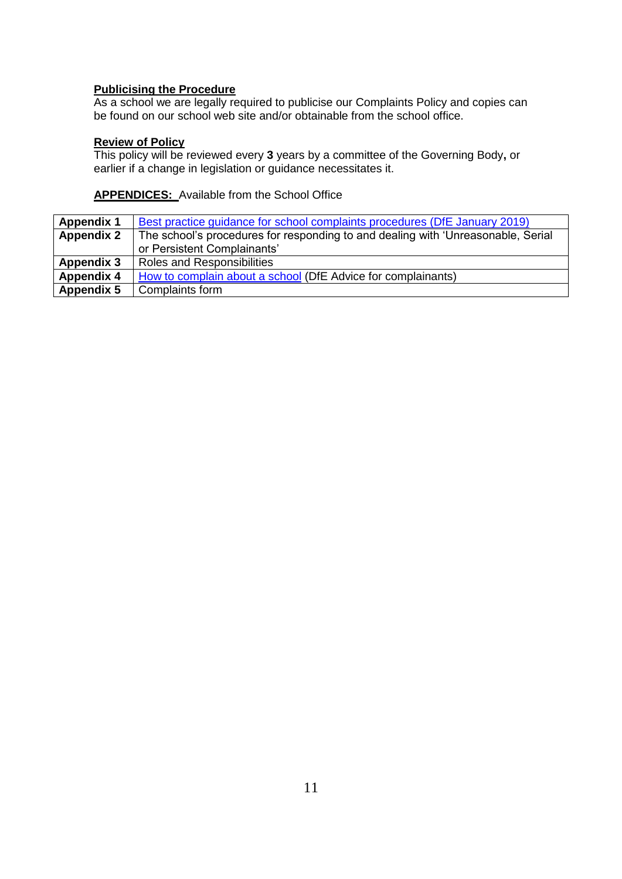**Publicising the Procedure**

As a school we are legally required to publicise our Complaints Policy and copies can be found on our school web site and/or obtainable from the school office.

**Review of Policy**

This policy will be reviewed every **3** years by a committee of the Governing Body**,** or earlier if a change in legislation or guidance necessitates it.

**APPENDICES:** Available from the School Office

| | |
|---|---|
| **Appendix 1** | Best practice guidance for school complaints procedures (DfE January 2019) |
| **Appendix 2** | The school's procedures for responding to and dealing with 'Unreasonable, Serial or Persistent Complainants' |
| **Appendix 3** | Roles and Responsibilities |
| **Appendix 4** | How to complain about a school (DfE Advice for complainants) |
| **Appendix 5** | Complaints form |